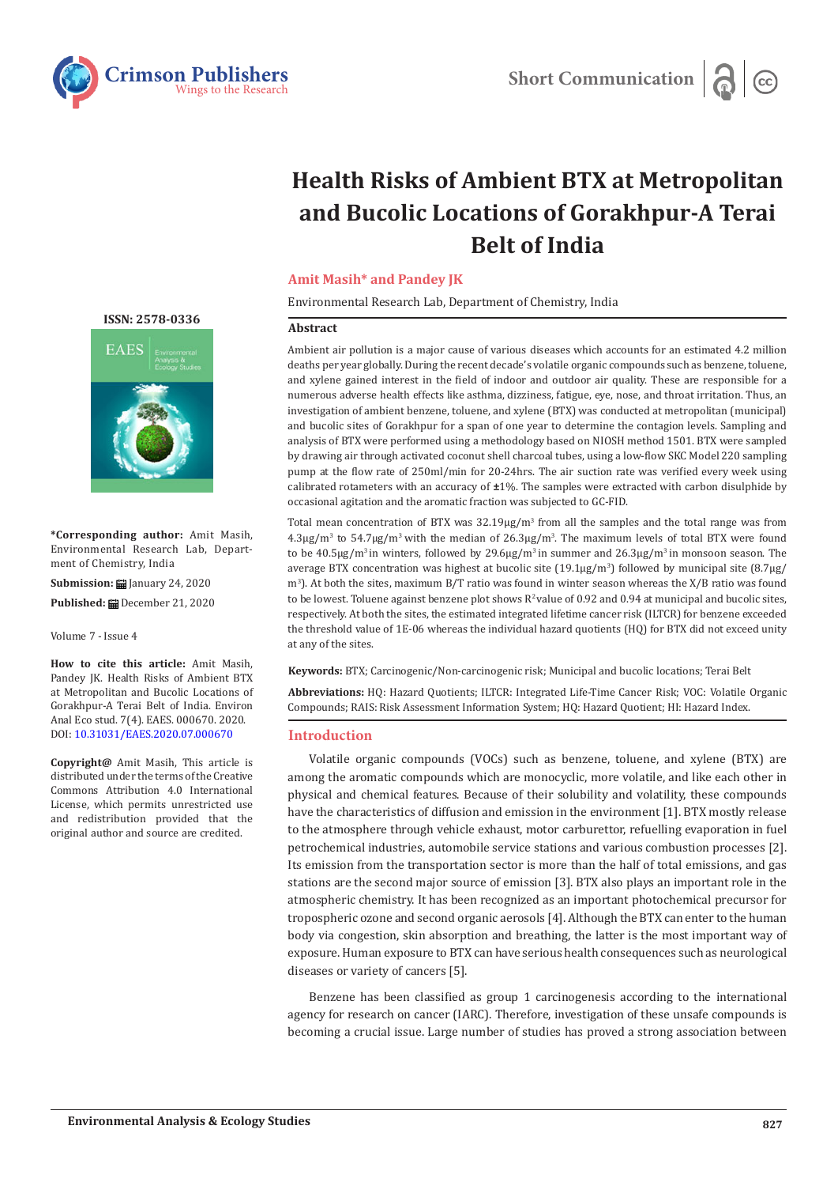# Health Risks of Ambient BTX at Metropolitan and Bucolic Locations of Gorakhpur-A Terai Belt of India

**Amit Masih* and Pandey JK**

Environmental Research Lab, Department of Chemistry, India

**ISSN: 2578-0336**

***Corresponding author:** Amit Masih, Environmental Research Lab, Department of Chemistry, India

**Submission:** January 24, 2020

**Published:** December 21, 2020

Volume 7 - Issue 4

**How to cite this article:** Amit Masih, Pandey JK. Health Risks of Ambient BTX at Metropolitan and Bucolic Locations of Gorakhpur-A Terai Belt of India. Environ Anal Eco stud. 7(4). EAES. 000670. 2020. DOI: 10.31031/EAES.2020.07.000670

**Copyright@** Amit Masih, This article is distributed under the terms of the Creative Commons Attribution 4.0 International License, which permits unrestricted use and redistribution provided that the original author and source are credited.

## Abstract

Ambient air pollution is a major cause of various diseases which accounts for an estimated 4.2 million deaths per year globally. During the recent decade's volatile organic compounds such as benzene, toluene, and xylene gained interest in the field of indoor and outdoor air quality. These are responsible for a numerous adverse health effects like asthma, dizziness, fatigue, eye, nose, and throat irritation. Thus, an investigation of ambient benzene, toluene, and xylene (BTX) was conducted at metropolitan (municipal) and bucolic sites of Gorakhpur for a span of one year to determine the contagion levels. Sampling and analysis of BTX were performed using a methodology based on NIOSH method 1501. BTX were sampled by drawing air through activated coconut shell charcoal tubes, using a low-flow SKC Model 220 sampling pump at the flow rate of 250ml/min for 20-24hrs. The air suction rate was verified every week using calibrated rotameters with an accuracy of ±1%. The samples were extracted with carbon disulphide by occasional agitation and the aromatic fraction was subjected to GC-FID.

Total mean concentration of BTX was 32.19μg/m$^3$ from all the samples and the total range was from 4.3μg/m$^3$ to 54.7μg/m$^3$ with the median of 26.3μg/m$^3$. The maximum levels of total BTX were found to be 40.5μg/m$^3$ in winters, followed by 29.6μg/m$^3$ in summer and 26.3μg/m$^3$ in monsoon season. The average BTX concentration was highest at bucolic site (19.1μg/m$^3$) followed by municipal site (8.7μg/m$^3$). At both the sites, maximum B/T ratio was found in winter season whereas the X/B ratio was found to be lowest. Toluene against benzene plot shows $R^2$ value of 0.92 and 0.94 at municipal and bucolic sites, respectively. At both the sites, the estimated integrated lifetime cancer risk (ILTCR) for benzene exceeded the threshold value of 1E-06 whereas the individual hazard quotients (HQ) for BTX did not exceed unity at any of the sites.

**Keywords:** BTX; Carcinogenic/Non-carcinogenic risk; Municipal and bucolic locations; Terai Belt

**Abbreviations:** HQ: Hazard Quotients; ILTCR: Integrated Life-Time Cancer Risk; VOC: Volatile Organic Compounds; RAIS: Risk Assessment Information System; HQ: Hazard Quotient; HI: Hazard Index.

## Introduction

Volatile organic compounds (VOCs) such as benzene, toluene, and xylene (BTX) are among the aromatic compounds which are monocyclic, more volatile, and like each other in physical and chemical features. Because of their solubility and volatility, these compounds have the characteristics of diffusion and emission in the environment [1]. BTX mostly release to the atmosphere through vehicle exhaust, motor carburettor, refuelling evaporation in fuel petrochemical industries, automobile service stations and various combustion processes [2]. Its emission from the transportation sector is more than the half of total emissions, and gas stations are the second major source of emission [3]. BTX also plays an important role in the atmospheric chemistry. It has been recognized as an important photochemical precursor for tropospheric ozone and second organic aerosols [4]. Although the BTX can enter to the human body via congestion, skin absorption and breathing, the latter is the most important way of exposure. Human exposure to BTX can have serious health consequences such as neurological diseases or variety of cancers [5].

Benzene has been classified as group 1 carcinogenesis according to the international agency for research on cancer (IARC). Therefore, investigation of these unsafe compounds is becoming a crucial issue. Large number of studies has proved a strong association between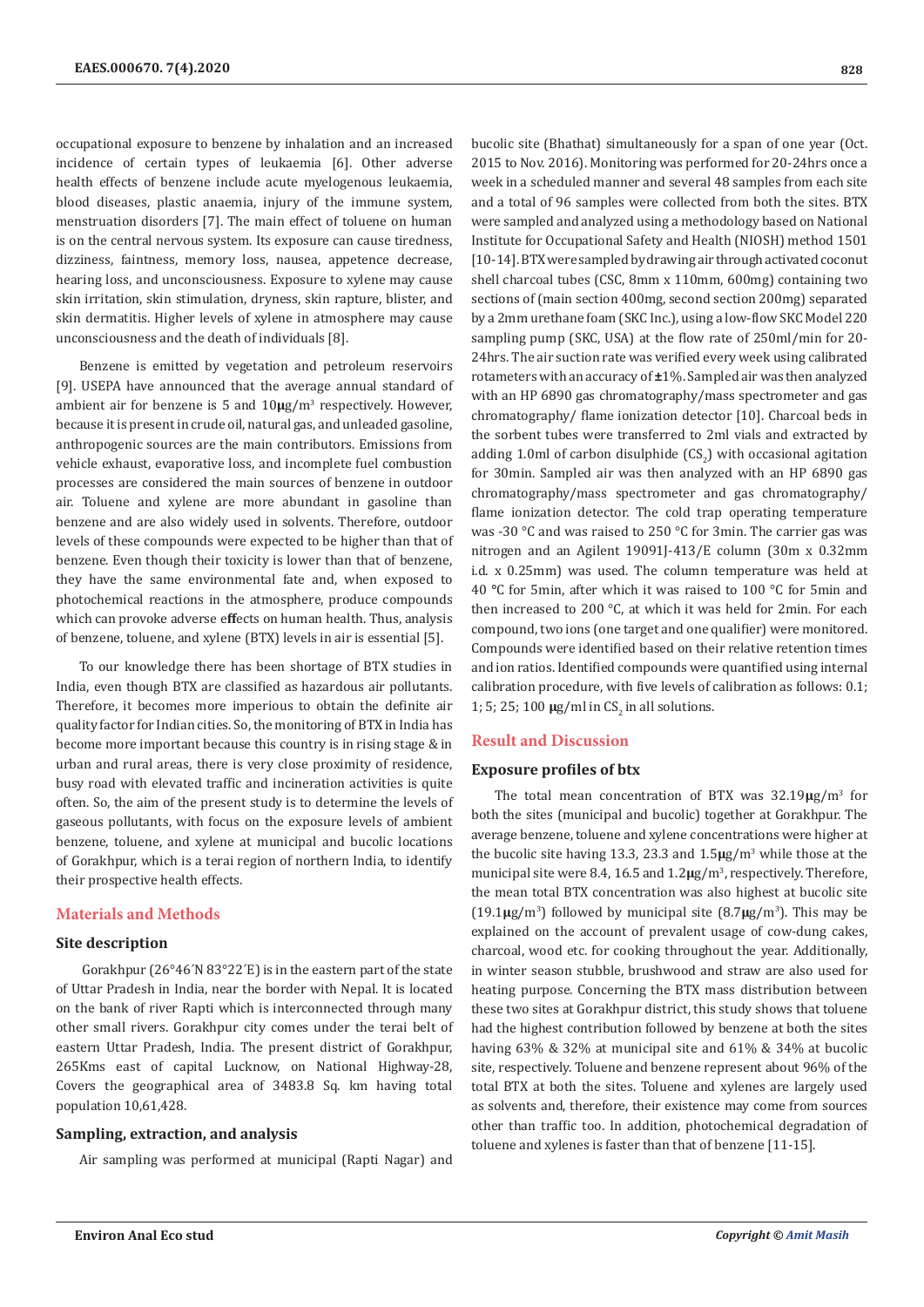occupational exposure to benzene by inhalation and an increased incidence of certain types of leukaemia [6]. Other adverse health effects of benzene include acute myelogenous leukaemia, blood diseases, plastic anaemia, injury of the immune system, menstruation disorders [7]. The main effect of toluene on human is on the central nervous system. Its exposure can cause tiredness, dizziness, faintness, memory loss, nausea, appetence decrease, hearing loss, and unconsciousness. Exposure to xylene may cause skin irritation, skin stimulation, dryness, skin rapture, blister, and skin dermatitis. Higher levels of xylene in atmosphere may cause unconsciousness and the death of individuals [8].

Benzene is emitted by vegetation and petroleum reservoirs [9]. USEPA have announced that the average annual standard of ambient air for benzene is 5 and 10μg/m$^3$ respectively. However, because it is present in crude oil, natural gas, and unleaded gasoline, anthropogenic sources are the main contributors. Emissions from vehicle exhaust, evaporative loss, and incomplete fuel combustion processes are considered the main sources of benzene in outdoor air. Toluene and xylene are more abundant in gasoline than benzene and are also widely used in solvents. Therefore, outdoor levels of these compounds were expected to be higher than that of benzene. Even though their toxicity is lower than that of benzene, they have the same environmental fate and, when exposed to photochemical reactions in the atmosphere, produce compounds which can provoke adverse effects on human health. Thus, analysis of benzene, toluene, and xylene (BTX) levels in air is essential [5].

To our knowledge there has been shortage of BTX studies in India, even though BTX are classified as hazardous air pollutants. Therefore, it becomes more imperious to obtain the definite air quality factor for Indian cities. So, the monitoring of BTX in India has become more important because this country is in rising stage & in urban and rural areas, there is very close proximity of residence, busy road with elevated traffic and incineration activities is quite often. So, the aim of the present study is to determine the levels of gaseous pollutants, with focus on the exposure levels of ambient benzene, toluene, and xylene at municipal and bucolic locations of Gorakhpur, which is a terai region of northern India, to identify their prospective health effects.

## Materials and Methods

### Site description

Gorakhpur (26°46´N 83°22´E) is in the eastern part of the state of Uttar Pradesh in India, near the border with Nepal. It is located on the bank of river Rapti which is interconnected through many other small rivers. Gorakhpur city comes under the terai belt of eastern Uttar Pradesh, India. The present district of Gorakhpur, 265Kms east of capital Lucknow, on National Highway-28, Covers the geographical area of 3483.8 Sq. km having total population 10,61,428.

### Sampling, extraction, and analysis

Air sampling was performed at municipal (Rapti Nagar) and bucolic site (Bhathat) simultaneously for a span of one year (Oct. 2015 to Nov. 2016). Monitoring was performed for 20-24hrs once a week in a scheduled manner and several 48 samples from each site and a total of 96 samples were collected from both the sites. BTX were sampled and analyzed using a methodology based on National Institute for Occupational Safety and Health (NIOSH) method 1501 [10-14]. BTX were sampled by drawing air through activated coconut shell charcoal tubes (CSC, 8mm x 110mm, 600mg) containing two sections of (main section 400mg, second section 200mg) separated by a 2mm urethane foam (SKC Inc.), using a low-flow SKC Model 220 sampling pump (SKC, USA) at the flow rate of 250ml/min for 20-24hrs. The air suction rate was verified every week using calibrated rotameters with an accuracy of ±1%. Sampled air was then analyzed with an HP 6890 gas chromatography/mass spectrometer and gas chromatography/ flame ionization detector [10]. Charcoal beds in the sorbent tubes were transferred to 2ml vials and extracted by adding 1.0ml of carbon disulphide ($CS_2$) with occasional agitation for 30min. Sampled air was then analyzed with an HP 6890 gas chromatography/mass spectrometer and gas chromatography/ flame ionization detector. The cold trap operating temperature was -30 °C and was raised to 250 °C for 3min. The carrier gas was nitrogen and an Agilent 19091J-413/E column (30m x 0.32mm i.d. x 0.25mm) was used. The column temperature was held at 40 °C for 5min, after which it was raised to 100 °C for 5min and then increased to 200 °C, at which it was held for 2min. For each compound, two ions (one target and one qualifier) were monitored. Compounds were identified based on their relative retention times and ion ratios. Identified compounds were quantified using internal calibration procedure, with five levels of calibration as follows: 0.1; 1; 5; 25; 100 μg/ml in $CS_2$ in all solutions.

## Result and Discussion

### Exposure profiles of btx

The total mean concentration of BTX was 32.19μg/m$^3$ for both the sites (municipal and bucolic) together at Gorakhpur. The average benzene, toluene and xylene concentrations were higher at the bucolic site having 13.3, 23.3 and 1.5μg/m$^3$ while those at the municipal site were 8.4, 16.5 and 1.2μg/m$^3$, respectively. Therefore, the mean total BTX concentration was also highest at bucolic site (19.1μg/m$^3$) followed by municipal site (8.7μg/m$^3$). This may be explained on the account of prevalent usage of cow-dung cakes, charcoal, wood etc. for cooking throughout the year. Additionally, in winter season stubble, brushwood and straw are also used for heating purpose. Concerning the BTX mass distribution between these two sites at Gorakhpur district, this study shows that toluene had the highest contribution followed by benzene at both the sites having 63% & 32% at municipal site and 61% & 34% at bucolic site, respectively. Toluene and benzene represent about 96% of the total BTX at both the sites. Toluene and xylenes are largely used as solvents and, therefore, their existence may come from sources other than traffic too. In addition, photochemical degradation of toluene and xylenes is faster than that of benzene [11-15].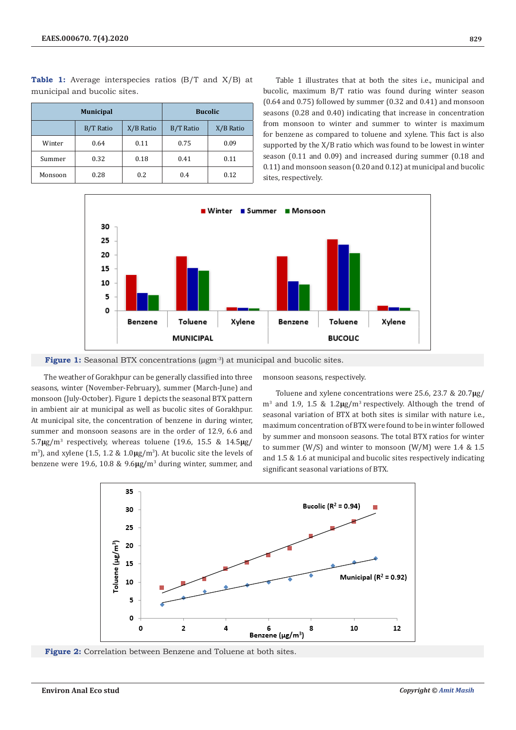**Table 1:** Average interspecies ratios (B/T and X/B) at municipal and bucolic sites.

| | Municipal | | Bucolic | |
|---|---|---|---|---|
| | B/T Ratio | X/B Ratio | B/T Ratio | X/B Ratio |
| Winter | 0.64 | 0.11 | 0.75 | 0.09 |
| Summer | 0.32 | 0.18 | 0.41 | 0.11 |
| Monsoon | 0.28 | 0.2 | 0.4 | 0.12 |

Table 1 illustrates that at both the sites i.e., municipal and bucolic, maximum B/T ratio was found during winter season (0.64 and 0.75) followed by summer (0.32 and 0.41) and monsoon seasons (0.28 and 0.40) indicating that increase in concentration from monsoon to winter and summer to winter is maximum for benzene as compared to toluene and xylene. This fact is also supported by the X/B ratio which was found to be lowest in winter season (0.11 and 0.09) and increased during summer (0.18 and 0.11) and monsoon season (0.20 and 0.12) at municipal and bucolic sites, respectively.

**Figure 1:** Seasonal BTX concentrations (μgm$^{-3}$) at municipal and bucolic sites.

The weather of Gorakhpur can be generally classified into three seasons, winter (November-February), summer (March-June) and monsoon (July-October). Figure 1 depicts the seasonal BTX pattern in ambient air at municipal as well as bucolic sites of Gorakhpur. At municipal site, the concentration of benzene in during winter, summer and monsoon seasons are in the order of 12.9, 6.6 and 5.7μg/m$^3$ respectively, whereas toluene (19.6, 15.5 & 14.5μg/m$^3$), and xylene (1.5, 1.2 & 1.0μg/m$^3$). At bucolic site the levels of benzene were 19.6, 10.8 & 9.6μg/m$^3$ during winter, summer, and monsoon seasons, respectively.

Toluene and xylene concentrations were 25.6, 23.7 & 20.7μg/m$^3$ and 1.9, 1.5 & 1.2μg/m$^3$ respectively. Although the trend of seasonal variation of BTX at both sites is similar with nature i.e., maximum concentration of BTX were found to be in winter followed by summer and monsoon seasons. The total BTX ratios for winter to summer (W/S) and winter to monsoon (W/M) were 1.4 & 1.5 and 1.5 & 1.6 at municipal and bucolic sites respectively indicating significant seasonal variations of BTX.

**Figure 2:** Correlation between Benzene and Toluene at both sites.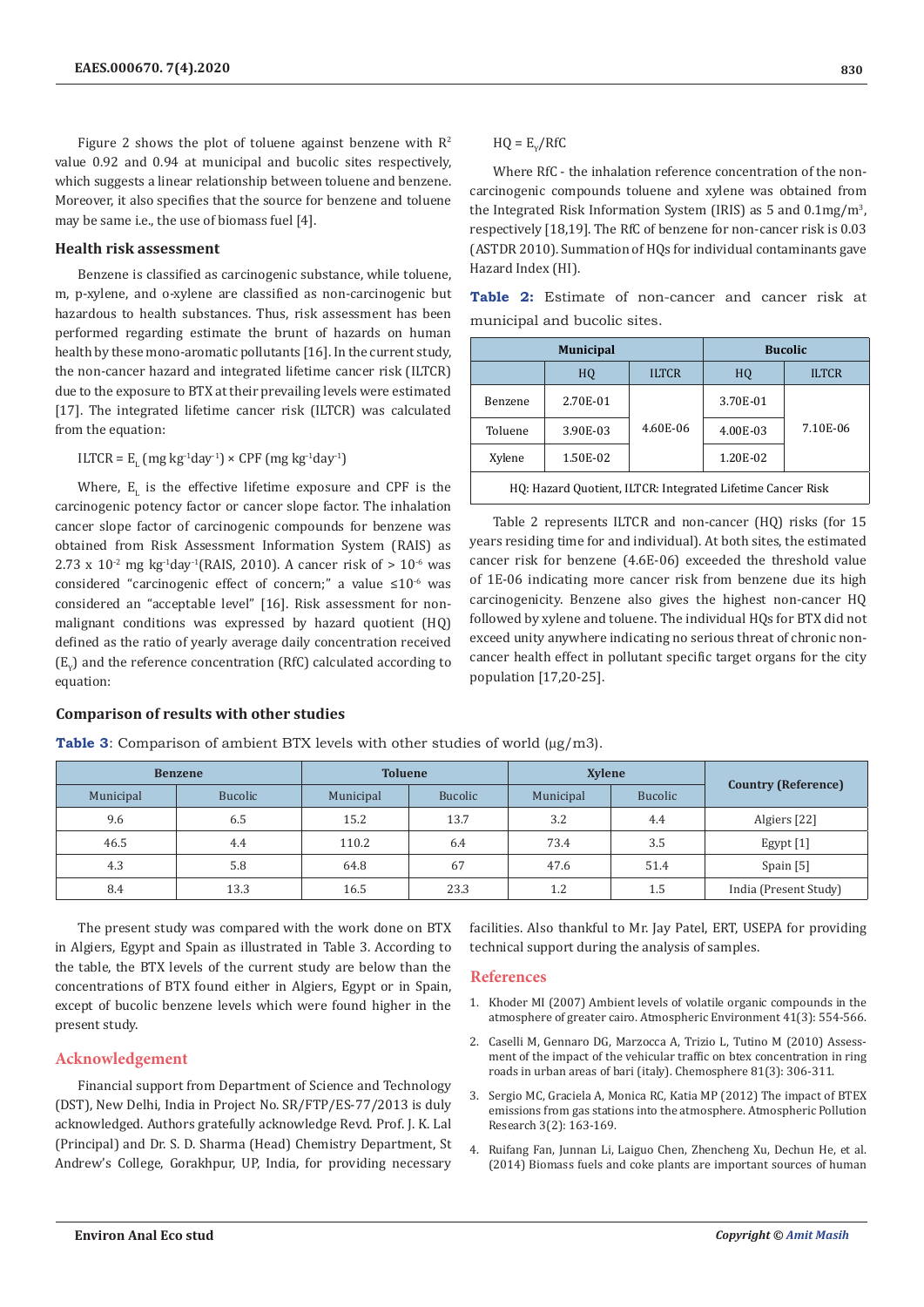Figure 2 shows the plot of toluene against benzene with $R^2$ value 0.92 and 0.94 at municipal and bucolic sites respectively, which suggests a linear relationship between toluene and benzene. Moreover, it also specifies that the source for benzene and toluene may be same i.e., the use of biomass fuel [4].

### Health risk assessment

Benzene is classified as carcinogenic substance, while toluene, m, p-xylene, and o-xylene are classified as non-carcinogenic but hazardous to health substances. Thus, risk assessment has been performed regarding estimate the brunt of hazards on human health by these mono-aromatic pollutants [16]. In the current study, the non-cancer hazard and integrated lifetime cancer risk (ILTCR) due to the exposure to BTX at their prevailing levels were estimated [17]. The integrated lifetime cancer risk (ILTCR) was calculated from the equation:

$$ILTCR = E_L \text{ (mg kg}^{-1}\text{day}^{-1}) \times CPF \text{ (mg kg}^{-1}\text{day}^{-1})$$

Where, $E_L$ is the effective lifetime exposure and CPF is the carcinogenic potency factor or cancer slope factor. The inhalation cancer slope factor of carcinogenic compounds for benzene was obtained from Risk Assessment Information System (RAIS) as $2.73 \times 10^{-2}$ mg kg$^{-1}$day$^{-1}$(RAIS, 2010). A cancer risk of $> 10^{-6}$ was considered "carcinogenic effect of concern;" a value $\leq 10^{-6}$ was considered an "acceptable level" [16]. Risk assessment for non-malignant conditions was expressed by hazard quotient (HQ) defined as the ratio of yearly average daily concentration received ($E_Y$) and the reference concentration (RfC) calculated according to equation:

$$HQ = E_Y/RfC$$

Where RfC - the inhalation reference concentration of the non-carcinogenic compounds toluene and xylene was obtained from the Integrated Risk Information System (IRIS) as 5 and 0.1mg/m$^3$, respectively [18,19]. The RfC of benzene for non-cancer risk is 0.03 (ASTDR 2010). Summation of HQs for individual contaminants gave Hazard Index (HI).

**Table 2:** Estimate of non-cancer and cancer risk at municipal and bucolic sites.

| | Municipal | | Bucolic | |
|---|---|---|---|---|
| | HQ | ILTCR | HQ | ILTCR |
| Benzene | 2.70E-01 | 4.60E-06 | 3.70E-01 | 7.10E-06 |
| Toluene | 3.90E-03 | | 4.00E-03 | |
| Xylene | 1.50E-02 | | 1.20E-02 | |

HQ: Hazard Quotient, ILTCR: Integrated Lifetime Cancer Risk

Table 2 represents ILTCR and non-cancer (HQ) risks (for 15 years residing time for and individual). At both sites, the estimated cancer risk for benzene (4.6E-06) exceeded the threshold value of 1E-06 indicating more cancer risk from benzene due its high carcinogenicity. Benzene also gives the highest non-cancer HQ followed by xylene and toluene. The individual HQs for BTX did not exceed unity anywhere indicating no serious threat of chronic non-cancer health effect in pollutant specific target organs for the city population [17,20-25].

### Comparison of results with other studies

**Table 3**: Comparison of ambient BTX levels with other studies of world (μg/m3).

| Benzene | | Toluene | | Xylene | | Country (Reference) |
|---|---|---|---|---|---|---|
| Municipal | Bucolic | Municipal | Bucolic | Municipal | Bucolic | |
| 9.6 | 6.5 | 15.2 | 13.7 | 3.2 | 4.4 | Algiers [22] |
| 46.5 | 4.4 | 110.2 | 6.4 | 73.4 | 3.5 | Egypt [1] |
| 4.3 | 5.8 | 64.8 | 67 | 47.6 | 51.4 | Spain [5] |
| 8.4 | 13.3 | 16.5 | 23.3 | 1.2 | 1.5 | India (Present Study) |

The present study was compared with the work done on BTX in Algiers, Egypt and Spain as illustrated in Table 3. According to the table, the BTX levels of the current study are below than the concentrations of BTX found either in Algiers, Egypt or in Spain, except of bucolic benzene levels which were found higher in the present study.

## Acknowledgement

Financial support from Department of Science and Technology (DST), New Delhi, India in Project No. SR/FTP/ES-77/2013 is duly acknowledged. Authors gratefully acknowledge Revd. Prof. J. K. Lal (Principal) and Dr. S. D. Sharma (Head) Chemistry Department, St Andrew's College, Gorakhpur, UP, India, for providing necessary facilities. Also thankful to Mr. Jay Patel, ERT, USEPA for providing technical support during the analysis of samples.

## References

1. Khoder MI (2007) Ambient levels of volatile organic compounds in the atmosphere of greater cairo. Atmospheric Environment 41(3): 554-566.
2. Caselli M, Gennaro DG, Marzocca A, Trizio L, Tutino M (2010) Assessment of the impact of the vehicular traffic on btex concentration in ring roads in urban areas of bari (italy). Chemosphere 81(3): 306-311.
3. Sergio MC, Graciela A, Monica RC, Katia MP (2012) The impact of BTEX emissions from gas stations into the atmosphere. Atmospheric Pollution Research 3(2): 163-169.
4. Ruifang Fan, Junnan Li, Laiguo Chen, Zhencheng Xu, Dechun He, et al. (2014) Biomass fuels and coke plants are important sources of human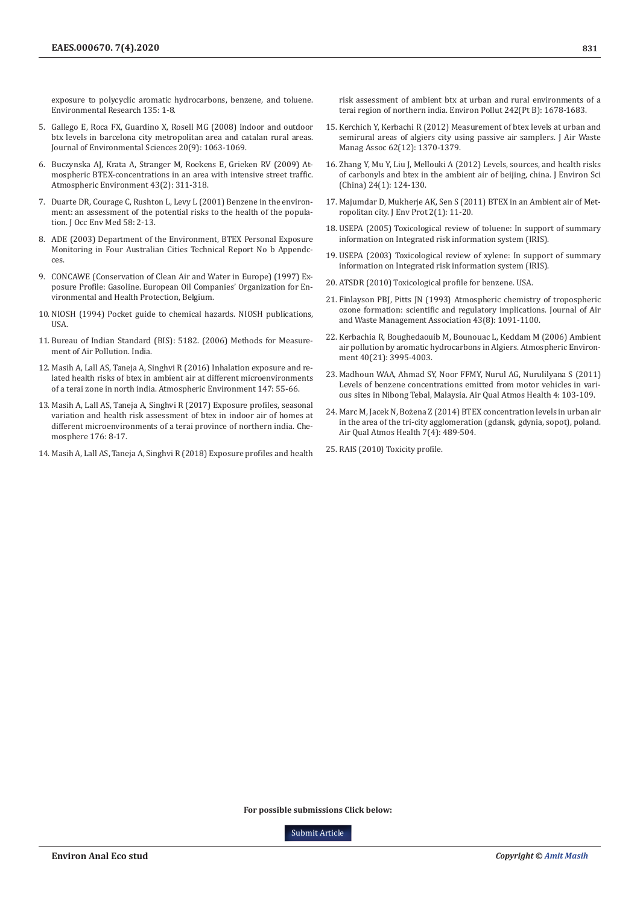exposure to polycyclic aromatic hydrocarbons, benzene, and toluene. Environmental Research 135: 1-8.

5. Gallego E, Roca FX, Guardino X, Rosell MG (2008) Indoor and outdoor btx levels in barcelona city metropolitan area and catalan rural areas. Journal of Environmental Sciences 20(9): 1063-1069.
6. Buczynska AJ, Krata A, Stranger M, Roekens E, Grieken RV (2009) Atmospheric BTEX-concentrations in an area with intensive street traffic. Atmospheric Environment 43(2): 311-318.
7. Duarte DR, Courage C, Rushton L, Levy L (2001) Benzene in the environment: an assessment of the potential risks to the health of the population. J Occ Env Med 58: 2-13.
8. ADE (2003) Department of the Environment, BTEX Personal Exposure Monitoring in Four Australian Cities Technical Report No b Appendces.
9. CONCAWE (Conservation of Clean Air and Water in Europe) (1997) Exposure Profile: Gasoline. European Oil Companies' Organization for Environmental and Health Protection, Belgium.
10. NIOSH (1994) Pocket guide to chemical hazards. NIOSH publications, USA.
11. Bureau of Indian Standard (BIS): 5182. (2006) Methods for Measurement of Air Pollution. India.
12. Masih A, Lall AS, Taneja A, Singhvi R (2016) Inhalation exposure and related health risks of btex in ambient air at different microenvironments of a terai zone in north india. Atmospheric Environment 147: 55-66.
13. Masih A, Lall AS, Taneja A, Singhvi R (2017) Exposure profiles, seasonal variation and health risk assessment of btex in indoor air of homes at different microenvironments of a terai province of northern india. Chemosphere 176: 8-17.
14. Masih A, Lall AS, Taneja A, Singhvi R (2018) Exposure profiles and health risk assessment of ambient btx at urban and rural environments of a terai region of northern india. Environ Pollut 242(Pt B): 1678-1683.
15. Kerchich Y, Kerbachi R (2012) Measurement of btex levels at urban and semirural areas of algiers city using passive air samplers. J Air Waste Manag Assoc 62(12): 1370-1379.
16. Zhang Y, Mu Y, Liu J, Mellouki A (2012) Levels, sources, and health risks of carbonyls and btex in the ambient air of beijing, china. J Environ Sci (China) 24(1): 124-130.
17. Majumdar D, Mukherje AK, Sen S (2011) BTEX in an Ambient air of Metropolitan city. J Env Prot 2(1): 11-20.
18. USEPA (2005) Toxicological review of toluene: In support of summary information on Integrated risk information system (IRIS).
19. USEPA (2003) Toxicological review of xylene: In support of summary information on Integrated risk information system (IRIS).
20. ATSDR (2010) Toxicological profile for benzene. USA.
21. Finlayson PBJ, Pitts JN (1993) Atmospheric chemistry of tropospheric ozone formation: scientific and regulatory implications. Journal of Air and Waste Management Association 43(8): 1091-1100.
22. Kerbachia R, Boughedaouib M, Bounouac L, Keddam M (2006) Ambient air pollution by aromatic hydrocarbons in Algiers. Atmospheric Environment 40(21): 3995-4003.
23. Madhoun WAA, Ahmad SY, Noor FFMY, Nurul AG, Nurulilyana S (2011) Levels of benzene concentrations emitted from motor vehicles in various sites in Nibong Tebal, Malaysia. Air Qual Atmos Health 4: 103-109.
24. Marc M, Jacek N, Bożena Z (2014) BTEX concentration levels in urban air in the area of the tri-city agglomeration (gdansk, gdynia, sopot), poland. Air Qual Atmos Health 7(4): 489-504.
25. RAIS (2010) Toxicity profile.

**For possible submissions Click below:**

Submit Article